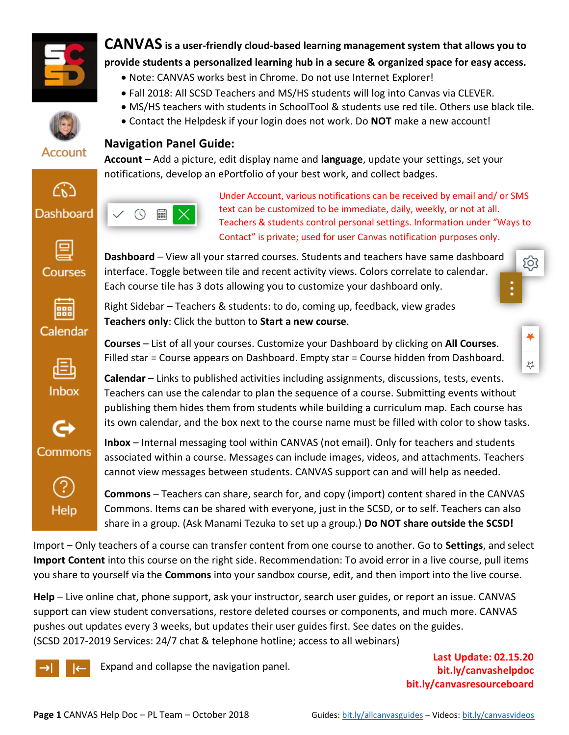# CANVAS is a user-friendly cloud-based learning management system that allows you to provide students a personalized learning hub in a secure & organized space for easy access.

- Note: CANVAS works best in Chrome. Do not use Internet Explorer!
- Fall 2018: All SCSD Teachers and MS/HS students will log into Canvas via CLEVER.
- MS/HS teachers with students in SchoolTool & students use red tile. Others use black tile.
- Contact the Helpdesk if your login does not work. Do **NOT** make a new account!

## Navigation Panel Guide:

**Account** – Add a picture, edit display name and **language**, update your settings, set your notifications, develop an ePortfolio of your best work, and collect badges.

Under Account, various notifications can be received by email and/ or SMS text can be customized to be immediate, daily, weekly, or not at all. Teachers & students control personal settings. Information under "Ways to Contact" is private; used for user Canvas notification purposes only.

**Dashboard** – View all your starred courses. Students and teachers have same dashboard interface. Toggle between tile and recent activity views. Colors correlate to calendar. Each course tile has 3 dots allowing you to customize your dashboard only.

Right Sidebar – Teachers & students: to do, coming up, feedback, view grades

**Teachers only**: Click the button to **Start a new course**.

**Courses** – List of all your courses. Customize your Dashboard by clicking on **All Courses**. Filled star = Course appears on Dashboard. Empty star = Course hidden from Dashboard.

**Calendar** – Links to published activities including assignments, discussions, tests, events. Teachers can use the calendar to plan the sequence of a course. Submitting events without publishing them hides them from students while building a curriculum map. Each course has its own calendar, and the box next to the course name must be filled with color to show tasks.

**Inbox** – Internal messaging tool within CANVAS (not email). Only for teachers and students associated within a course. Messages can include images, videos, and attachments. Teachers cannot view messages between students. CANVAS support can and will help as needed.

**Commons** – Teachers can share, search for, and copy (import) content shared in the CANVAS Commons. Items can be shared with everyone, just in the SCSD, or to self. Teachers can also share in a group. (Ask Manami Tezuka to set up a group.) **Do NOT share outside the SCSD!**

Import – Only teachers of a course can transfer content from one course to another. Go to **Settings**, and select **Import Content** into this course on the right side. Recommendation: To avoid error in a live course, pull items you share to yourself via the **Commons** into your sandbox course, edit, and then import into the live course.

**Help** – Live online chat, phone support, ask your instructor, search user guides, or report an issue. CANVAS support can view student conversations, restore deleted courses or components, and much more. CANVAS pushes out updates every 3 weeks, but updates their user guides first. See dates on the guides.
(SCSD 2017-2019 Services: 24/7 chat & telephone hotline; access to all webinars)

Expand and collapse the navigation panel.

**Last Update: 02.15.20**
**bit.ly/canvashelpdoc**
**bit.ly/canvasresourceboard**

Guides: bit.ly/allcanvasguides – Videos: bit.ly/canvasvideos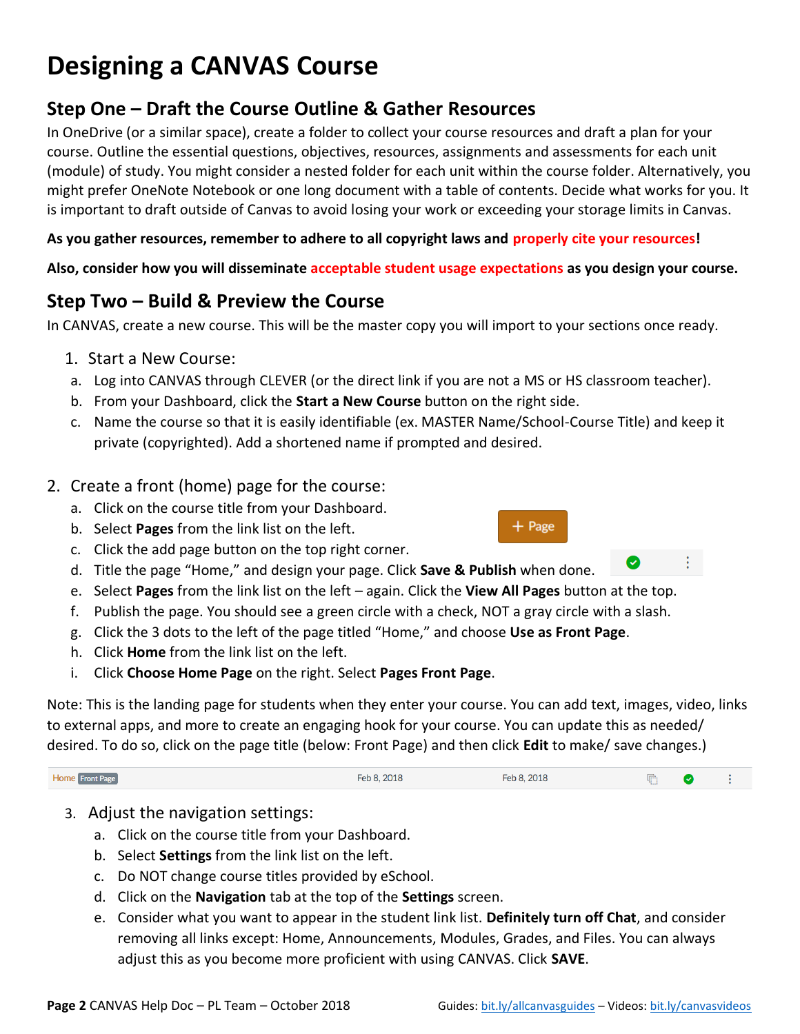# Designing a CANVAS Course

## Step One – Draft the Course Outline & Gather Resources

In OneDrive (or a similar space), create a folder to collect your course resources and draft a plan for your course. Outline the essential questions, objectives, resources, assignments and assessments for each unit (module) of study. You might consider a nested folder for each unit within the course folder. Alternatively, you might prefer OneNote Notebook or one long document with a table of contents. Decide what works for you. It is important to draft outside of Canvas to avoid losing your work or exceeding your storage limits in Canvas.

**As you gather resources, remember to adhere to all copyright laws and properly cite your resources!**

**Also, consider how you will disseminate acceptable student usage expectations as you design your course.**

## Step Two – Build & Preview the Course

In CANVAS, create a new course. This will be the master copy you will import to your sections once ready.

1. Start a New Course:
   a. Log into CANVAS through CLEVER (or the direct link if you are not a MS or HS classroom teacher).
   b. From your Dashboard, click the **Start a New Course** button on the right side.
   c. Name the course so that it is easily identifiable (ex. MASTER Name/School-Course Title) and keep it private (copyrighted). Add a shortened name if prompted and desired.

2. Create a front (home) page for the course:
   a. Click on the course title from your Dashboard.
   b. Select **Pages** from the link list on the left.
   c. Click the add page button on the top right corner.
   d. Title the page "Home," and design your page. Click **Save & Publish** when done.
   e. Select **Pages** from the link list on the left – again. Click the **View All Pages** button at the top.
   f. Publish the page. You should see a green circle with a check, NOT a gray circle with a slash.
   g. Click the 3 dots to the left of the page titled "Home," and choose **Use as Front Page**.
   h. Click **Home** from the link list on the left.
   i. Click **Choose Home Page** on the right. Select **Pages Front Page**.

Note: This is the landing page for students when they enter your course. You can add text, images, video, links to external apps, and more to create an engaging hook for your course. You can update this as needed/ desired. To do so, click on the page title (below: Front Page) and then click **Edit** to make/ save changes.)

3. Adjust the navigation settings:
   a. Click on the course title from your Dashboard.
   b. Select **Settings** from the link list on the left.
   c. Do NOT change course titles provided by eSchool.
   d. Click on the **Navigation** tab at the top of the **Settings** screen.
   e. Consider what you want to appear in the student link list. **Definitely turn off Chat**, and consider removing all links except: Home, Announcements, Modules, Grades, and Files. You can always adjust this as you become more proficient with using CANVAS. Click **SAVE**.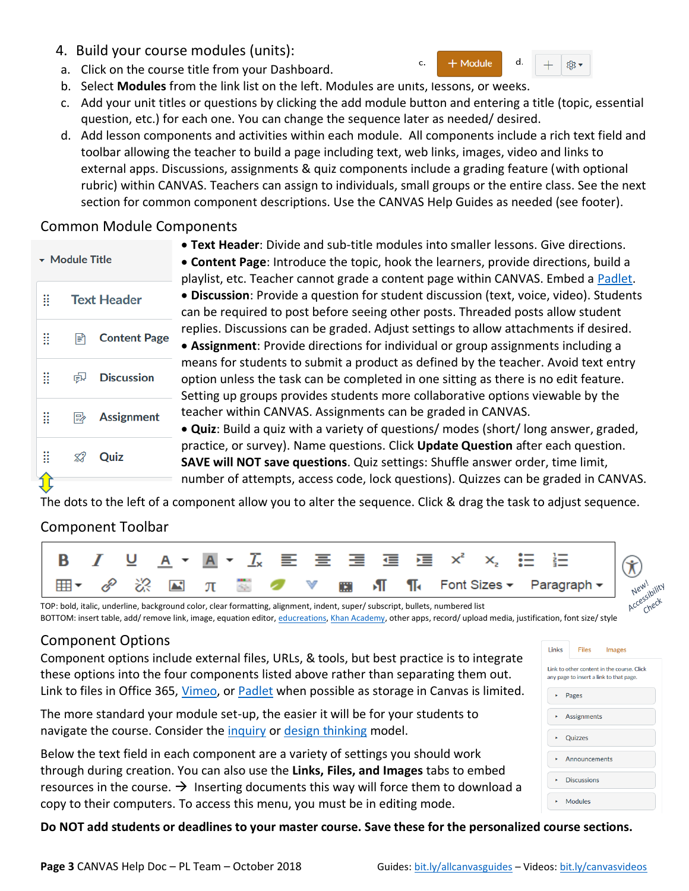4. Build your course modules (units):
   a. Click on the course title from your Dashboard.
   b. Select **Modules** from the link list on the left. Modules are units, lessons, or weeks.
   c. Add your unit titles or questions by clicking the add module button and entering a title (topic, essential question, etc.) for each one. You can change the sequence later as needed/ desired.
   d. Add lesson components and activities within each module. All components include a rich text field and toolbar allowing the teacher to build a page including text, web links, images, video and links to external apps. Discussions, assignments & quiz components include a grading feature (with optional rubric) within CANVAS. Teachers can assign to individuals, small groups or the entire class. See the next section for common component descriptions. Use the CANVAS Help Guides as needed (see footer).

c. + Module d. + ⚙▾

## Common Module Components

Module Title
- Text Header
- Content Page
- Discussion
- Assignment
- Quiz

- **Text Header**: Divide and sub-title modules into smaller lessons. Give directions.
- **Content Page**: Introduce the topic, hook the learners, provide directions, build a playlist, etc. Teacher cannot grade a content page within CANVAS. Embed a [Padlet](#).
- **Discussion**: Provide a question for student discussion (text, voice, video). Students can be required to post before seeing other posts. Threaded posts allow student replies. Discussions can be graded. Adjust settings to allow attachments if desired.
- **Assignment**: Provide directions for individual or group assignments including a means for students to submit a product as defined by the teacher. Avoid text entry option unless the task can be completed in one sitting as there is no edit feature. Setting up groups provides students more collaborative options viewable by the teacher within CANVAS. Assignments can be graded in CANVAS.
- **Quiz**: Build a quiz with a variety of questions/ modes (short/ long answer, graded, practice, or survey). Name questions. Click **Update Question** after each question. **SAVE will NOT save questions**. Quiz settings: Shuffle answer order, time limit, number of attempts, access code, lock questions). Quizzes can be graded in CANVAS.

The dots to the left of a component allow you to alter the sequence. Click & drag the task to adjust sequence.

## Component Toolbar

Font Sizes ▾ Paragraph ▾

New! Accessibility Check

TOP: bold, italic, underline, background color, clear formatting, alignment, indent, super/ subscript, bullets, numbered list
BOTTOM: insert table, add/ remove link, image, equation editor, [educreations](#), [Khan Academy](#), other apps, record/ upload media, justification, font size/ style

## Component Options

Component options include external files, URLs, & tools, but best practice is to integrate these options into the four components listed above rather than separating them out. Link to files in Office 365, [Vimeo](#), or [Padlet](#) when possible as storage in Canvas is limited.

The more standard your module set-up, the easier it will be for your students to navigate the course. Consider the [inquiry](#) or [design thinking](#) model.

Below the text field in each component are a variety of settings you should work through during creation. You can also use the **Links, Files, and Images** tabs to embed resources in the course. → Inserting documents this way will force them to download a copy to their computers. To access this menu, you must be in editing mode.

Links | Files | Images

Link to other content in the course. Click any page to insert a link to that page.
- Pages
- Assignments
- Quizzes
- Announcements
- Discussions
- Modules

**Do NOT add students or deadlines to your master course. Save these for the personalized course sections.**

**Page 3** CANVAS Help Doc – PL Team – October 2018 Guides: [bit.ly/allcanvasguides](#) – Videos: [bit.ly/canvasvideos](#)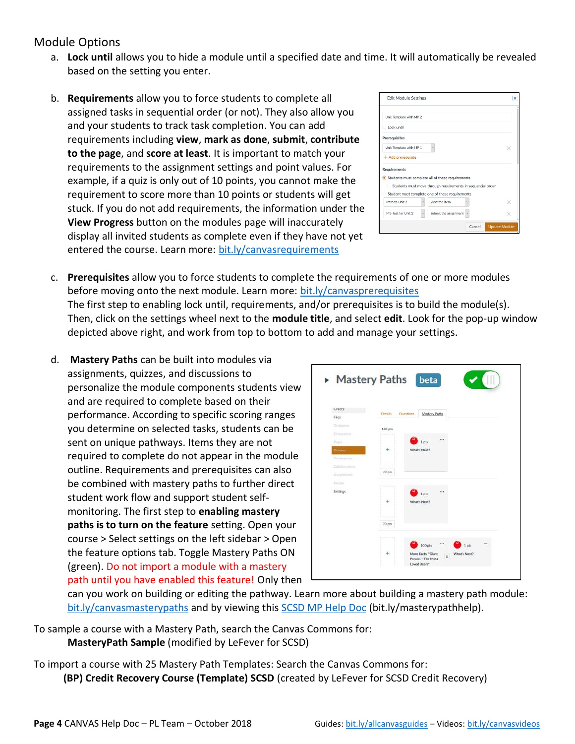## Module Options

a. **Lock until** allows you to hide a module until a specified date and time. It will automatically be revealed based on the setting you enter.

b. **Requirements** allow you to force students to complete all assigned tasks in sequential order (or not). They also allow you and your students to track task completion. You can add requirements including **view**, **mark as done**, **submit**, **contribute to the page**, and **score at least**. It is important to match your requirements to the assignment settings and point values. For example, if a quiz is only out of 10 points, you cannot make the requirement to score more than 10 points or students will get stuck. If you do not add requirements, the information under the **View Progress** button on the modules page will inaccurately display all invited students as complete even if they have not yet entered the course. Learn more: bit.ly/canvasrequirements

c. **Prerequisites** allow you to force students to complete the requirements of one or more modules before moving onto the next module. Learn more: bit.ly/canvasprerequisites
The first step to enabling lock until, requirements, and/or prerequisites is to build the module(s). Then, click on the settings wheel next to the **module title**, and select **edit**. Look for the pop-up window depicted above right, and work from top to bottom to add and manage your settings.

d. **Mastery Paths** can be built into modules via assignments, quizzes, and discussions to personalize the module components students view and are required to complete based on their performance. According to specific scoring ranges you determine on selected tasks, students can be sent on unique pathways. Items they are not required to complete do not appear in the module outline. Requirements and prerequisites can also be combined with mastery paths to further direct student work flow and support student self-monitoring. The first step to **enabling mastery paths is to turn on the feature** setting. Open your course > Select settings on the left sidebar > Open the feature options tab. Toggle Mastery Paths ON (green). Do not import a module with a mastery path until you have enabled this feature! Only then can you work on building or editing the pathway. Learn more about building a mastery path module: bit.ly/canvasmasterypaths and by viewing this SCSD MP Help Doc (bit.ly/masterypathhelp).

To sample a course with a Mastery Path, search the Canvas Commons for:
**MasteryPath Sample** (modified by LeFever for SCSD)

To import a course with 25 Mastery Path Templates: Search the Canvas Commons for:
**(BP) Credit Recovery Course (Template) SCSD** (created by LeFever for SCSD Credit Recovery)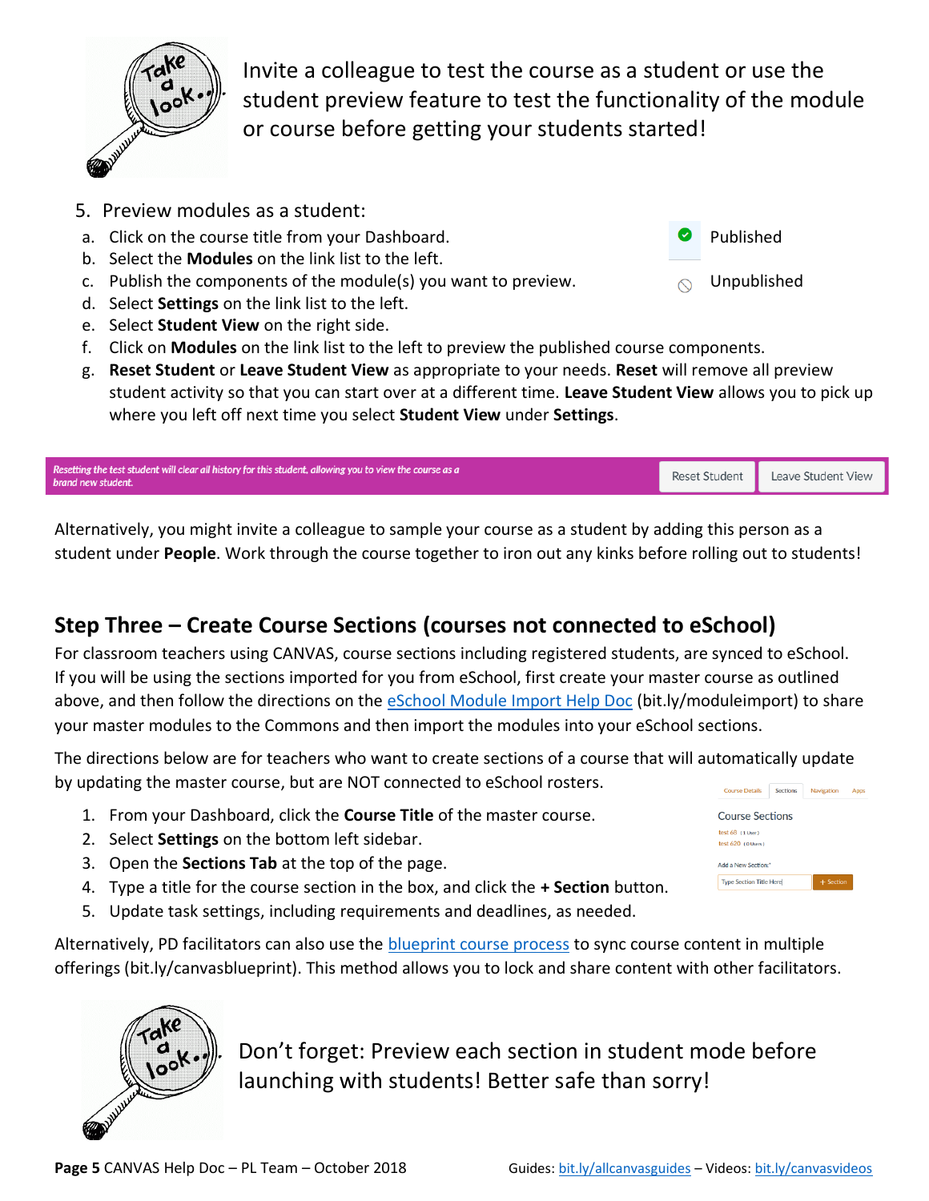Invite a colleague to test the course as a student or use the student preview feature to test the functionality of the module or course before getting your students started!

5. Preview modules as a student:
   a. Click on the course title from your Dashboard.
   b. Select the **Modules** on the link list to the left.
   c. Publish the components of the module(s) you want to preview.
   d. Select **Settings** on the link list to the left.
   e. Select **Student View** on the right side.
   f. Click on **Modules** on the link list to the left to preview the published course components.
   g. **Reset Student** or **Leave Student View** as appropriate to your needs. **Reset** will remove all preview student activity so that you can start over at a different time. **Leave Student View** allows you to pick up where you left off next time you select **Student View** under **Settings**.

Published

Unpublished

*Resetting the test student will clear all history for this student, allowing you to view the course as a brand new student.*

Reset Student | Leave Student View

Alternatively, you might invite a colleague to sample your course as a student by adding this person as a student under **People**. Work through the course together to iron out any kinks before rolling out to students!

## Step Three – Create Course Sections (courses not connected to eSchool)

For classroom teachers using CANVAS, course sections including registered students, are synced to eSchool. If you will be using the sections imported for you from eSchool, first create your master course as outlined above, and then follow the directions on the eSchool Module Import Help Doc (bit.ly/moduleimport) to share your master modules to the Commons and then import the modules into your eSchool sections.

The directions below are for teachers who want to create sections of a course that will automatically update by updating the master course, but are NOT connected to eSchool rosters.

1. From your Dashboard, click the **Course Title** of the master course.
2. Select **Settings** on the bottom left sidebar.
3. Open the **Sections Tab** at the top of the page.
4. Type a title for the course section in the box, and click the **+ Section** button.
5. Update task settings, including requirements and deadlines, as needed.

Alternatively, PD facilitators can also use the blueprint course process to sync course content in multiple offerings (bit.ly/canvasblueprint). This method allows you to lock and share content with other facilitators.

Don't forget: Preview each section in student mode before launching with students! Better safe than sorry!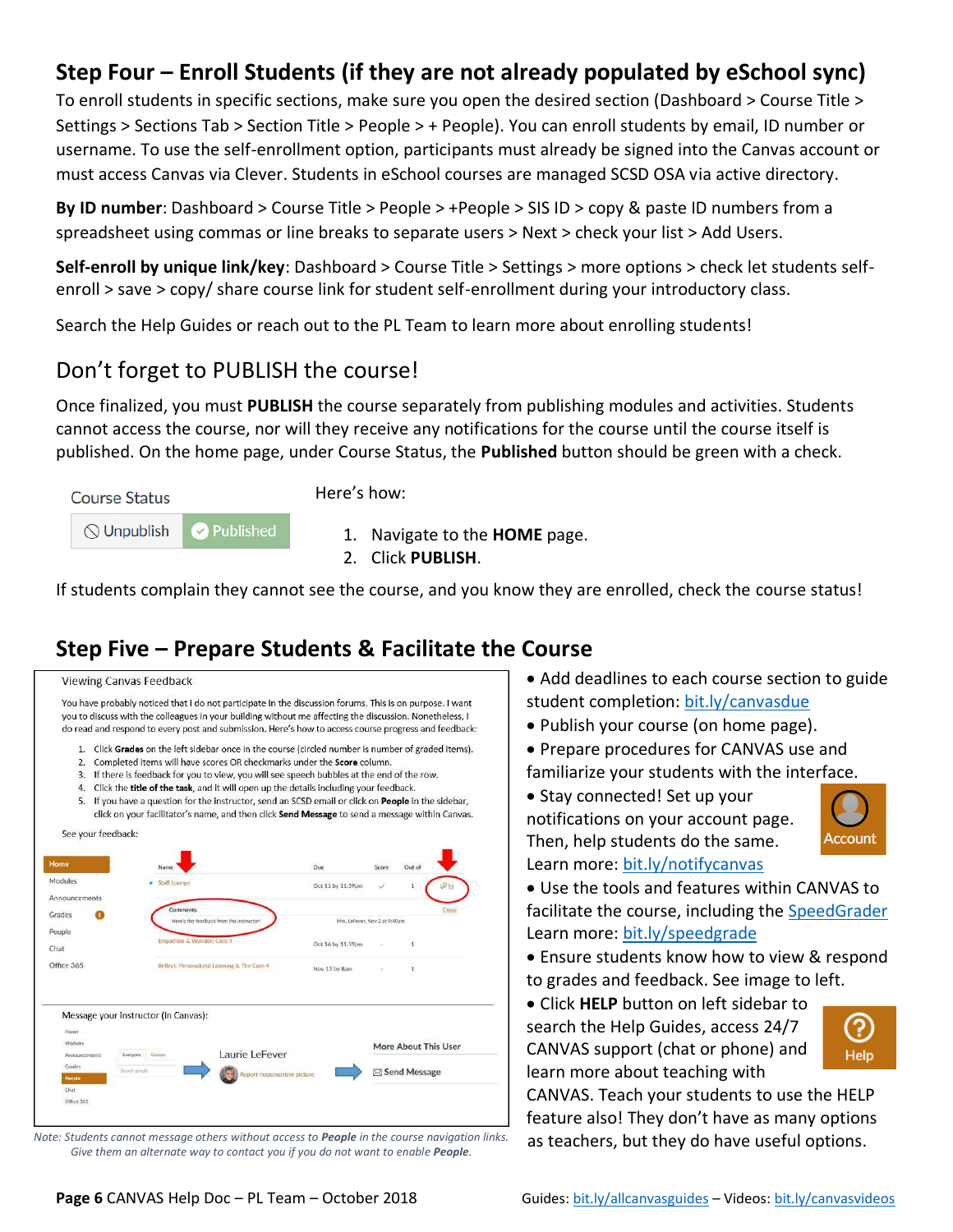## Step Four – Enroll Students (if they are not already populated by eSchool sync)

To enroll students in specific sections, make sure you open the desired section (Dashboard > Course Title > Settings > Sections Tab > Section Title > People > + People). You can enroll students by email, ID number or username. To use the self-enrollment option, participants must already be signed into the Canvas account or must access Canvas via Clever. Students in eSchool courses are managed SCSD OSA via active directory.

**By ID number**: Dashboard > Course Title > People > +People > SIS ID > copy & paste ID numbers from a spreadsheet using commas or line breaks to separate users > Next > check your list > Add Users.

**Self-enroll by unique link/key**: Dashboard > Course Title > Settings > more options > check let students self-enroll > save > copy/ share course link for student self-enrollment during your introductory class.

Search the Help Guides or reach out to the PL Team to learn more about enrolling students!

## Don't forget to PUBLISH the course!

Once finalized, you must **PUBLISH** the course separately from publishing modules and activities. Students cannot access the course, nor will they receive any notifications for the course until the course itself is published. On the home page, under Course Status, the **Published** button should be green with a check.

Course Status

Unpublish | Published

Here's how:

1. Navigate to the **HOME** page.
2. Click **PUBLISH**.

If students complain they cannot see the course, and you know they are enrolled, check the course status!

## Step Five – Prepare Students & Facilitate the Course

Viewing Canvas Feedback

You have probably noticed that I do not participate in the discussion forums. This is on purpose. I want you to discuss with the colleagues in your building without me affecting the discussion. Nonetheless, I do read and respond to every post and submission. Here's how to access course progress and feedback:

1. Click **Grades** on the left sidebar once in the course (circled number is number of graded items).
2. Completed items will have scores OR checkmarks under the **Score** column.
3. If there is feedback for you to view, you will see speech bubbles at the end of the row.
4. Click the **title of the task**, and it will open up the details including your feedback.
5. If you have a question for the instructor, send an SCSD email or click on **People** in the sidebar, click on your facilitator's name, and then click **Send Message** to send a message within Canvas.

See your feedback:

Message your instructor (in Canvas):

*Note: Students cannot message others without access to* ***People*** *in the course navigation links. Give them an alternate way to contact you if you do not want to enable* ***People****.*

- Add deadlines to each course section to guide student completion: bit.ly/canvasdue
- Publish your course (on home page).
- Prepare procedures for CANVAS use and familiarize your students with the interface.
- Stay connected! Set up your notifications on your account page. Then, help students do the same. Learn more: bit.ly/notifycanvas
- Use the tools and features within CANVAS to facilitate the course, including the SpeedGrader Learn more: bit.ly/speedgrade
- Ensure students know how to view & respond to grades and feedback. See image to left.
- Click **HELP** button on left sidebar to search the Help Guides, access 24/7 CANVAS support (chat or phone) and learn more about teaching with CANVAS. Teach your students to use the HELP feature also! They don't have as many options as teachers, but they do have useful options.

Guides: bit.ly/allcanvasguides – Videos: bit.ly/canvasvideos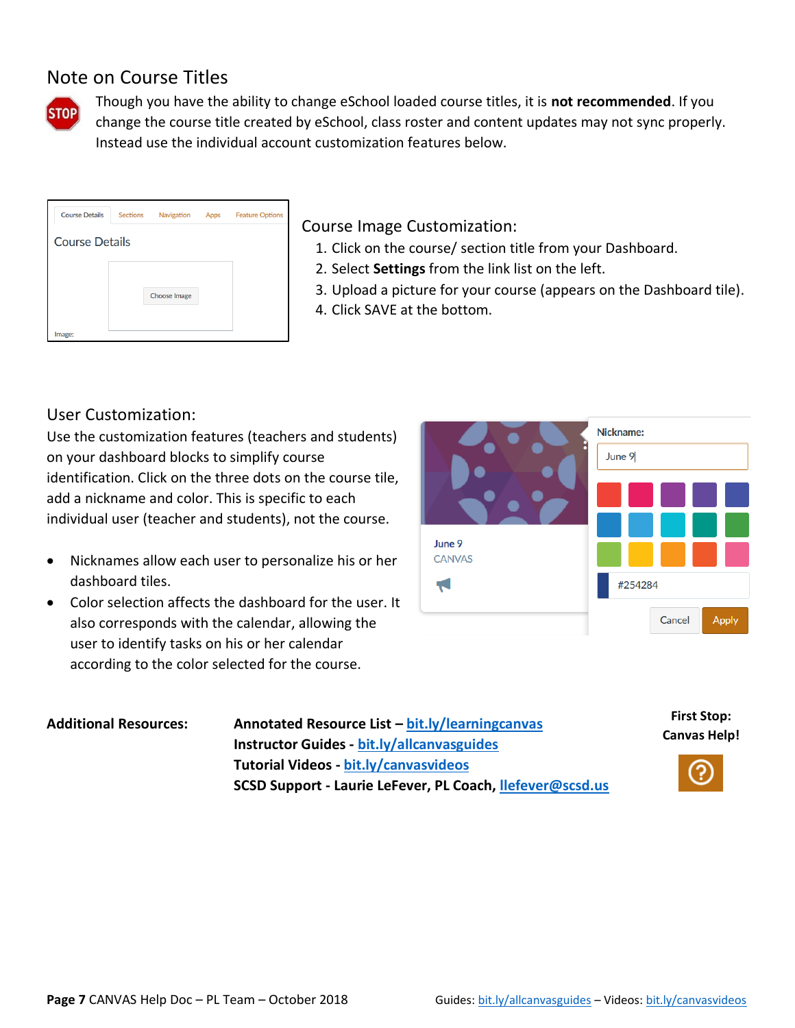## Note on Course Titles

Though you have the ability to change eSchool loaded course titles, it is **not recommended**. If you change the course title created by eSchool, class roster and content updates may not sync properly. Instead use the individual account customization features below.

## Course Image Customization:

1. Click on the course/ section title from your Dashboard.
2. Select **Settings** from the link list on the left.
3. Upload a picture for your course (appears on the Dashboard tile).
4. Click SAVE at the bottom.

## User Customization:

Use the customization features (teachers and students) on your dashboard blocks to simplify course identification. Click on the three dots on the course tile, add a nickname and color. This is specific to each individual user (teacher and students), not the course.

- Nicknames allow each user to personalize his or her dashboard tiles.
- Color selection affects the dashboard for the user. It also corresponds with the calendar, allowing the user to identify tasks on his or her calendar according to the color selected for the course.

**Additional Resources:**

**Annotated Resource List – bit.ly/learningcanvas**
**Instructor Guides - bit.ly/allcanvasguides**
**Tutorial Videos - bit.ly/canvasvideos**
**SCSD Support - Laurie LeFever, PL Coach, llefever@scsd.us**

**First Stop: Canvas Help!**